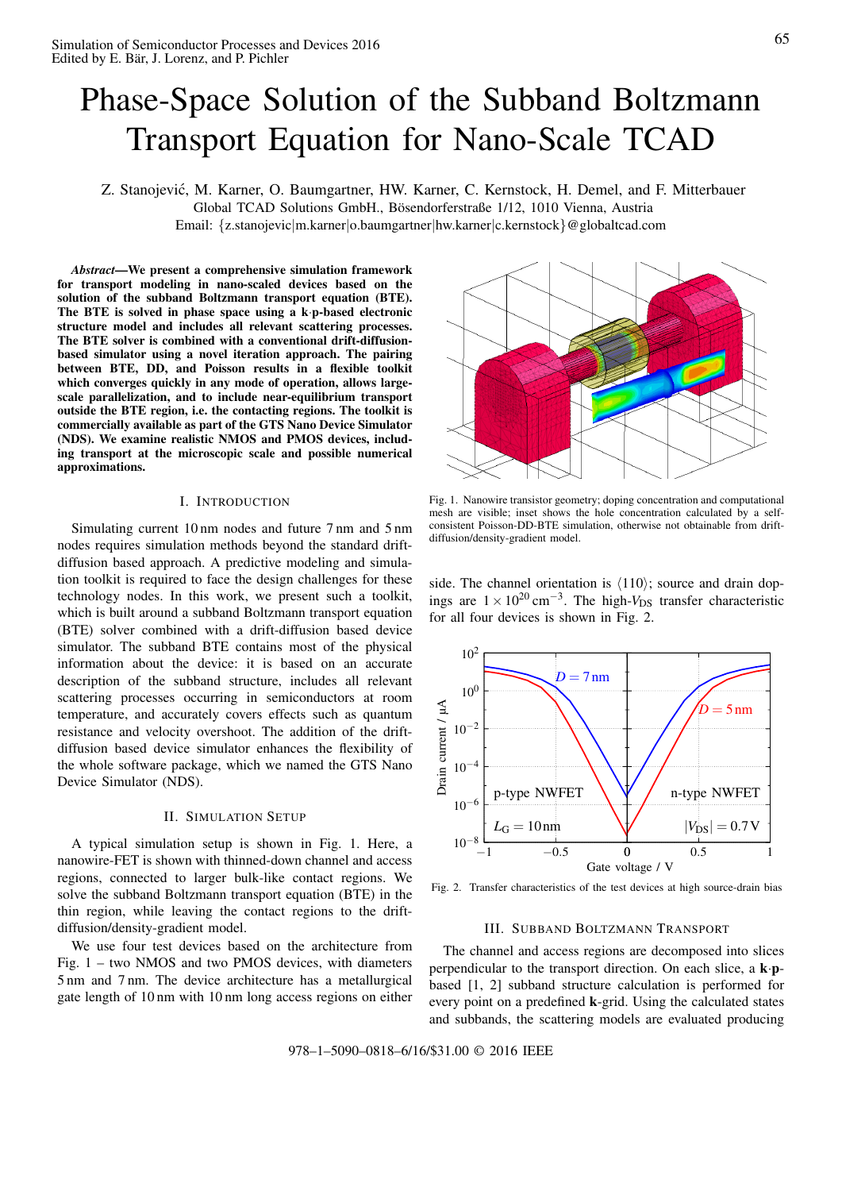# Phase-Space Solution of the Subband Boltzmann Transport Equation for Nano-Scale TCAD

Z. Stanojević, M. Karner, O. Baumgartner, HW. Karner, C. Kernstock, H. Demel, and F. Mitterbauer
Global TCAD Solutions GmbH., Bösendorferstraße 1/12, 1010 Vienna, Austria
Email: {z.stanojevic|m.karner|o.baumgartner|hw.karner|c.kernstock}@globaltcad.com

***Abstract*—We present a comprehensive simulation framework for transport modeling in nano-scaled devices based on the solution of the subband Boltzmann transport equation (BTE). The BTE is solved in phase space using a k·p-based electronic structure model and includes all relevant scattering processes. The BTE solver is combined with a conventional drift-diffusion-based simulator using a novel iteration approach. The pairing between BTE, DD, and Poisson results in a flexible toolkit which converges quickly in any mode of operation, allows large-scale parallelization, and to include near-equilibrium transport outside the BTE region, i.e. the contacting regions. The toolkit is commercially available as part of the GTS Nano Device Simulator (NDS). We examine realistic NMOS and PMOS devices, including transport at the microscopic scale and possible numerical approximations.**

## I. Introduction

Simulating current 10 nm nodes and future 7 nm and 5 nm nodes requires simulation methods beyond the standard drift-diffusion based approach. A predictive modeling and simulation toolkit is required to face the design challenges for these technology nodes. In this work, we present such a toolkit, which is built around a subband Boltzmann transport equation (BTE) solver combined with a drift-diffusion based device simulator. The subband BTE contains most of the physical information about the device: it is based on an accurate description of the subband structure, includes all relevant scattering processes occurring in semiconductors at room temperature, and accurately covers effects such as quantum resistance and velocity overshoot. The addition of the drift-diffusion based device simulator enhances the flexibility of the whole software package, which we named the GTS Nano Device Simulator (NDS).

## II. Simulation Setup

A typical simulation setup is shown in Fig. 1. Here, a nanowire-FET is shown with thinned-down channel and access regions, connected to larger bulk-like contact regions. We solve the subband Boltzmann transport equation (BTE) in the thin region, while leaving the contact regions to the drift-diffusion/density-gradient model.

We use four test devices based on the architecture from Fig. 1 – two NMOS and two PMOS devices, with diameters 5 nm and 7 nm. The device architecture has a metallurgical gate length of 10 nm with 10 nm long access regions on either side. The channel orientation is ⟨110⟩; source and drain dopings are $1 \times 10^{20}\,\mathrm{cm}^{-3}$. The high-$V_{\mathrm{DS}}$ transfer characteristic for all four devices is shown in Fig. 2.

Fig. 1. Nanowire transistor geometry; doping concentration and computational mesh are visible; inset shows the hole concentration calculated by a self-consistent Poisson-DD-BTE simulation, otherwise not obtainable from drift-diffusion/density-gradient model.

Fig. 2. Transfer characteristics of the test devices at high source-drain bias

## III. Subband Boltzmann Transport

The channel and access regions are decomposed into slices perpendicular to the transport direction. On each slice, a **k**·**p**-based [1, 2] subband structure calculation is performed for every point on a predefined **k**-grid. Using the calculated states and subbands, the scattering models are evaluated producing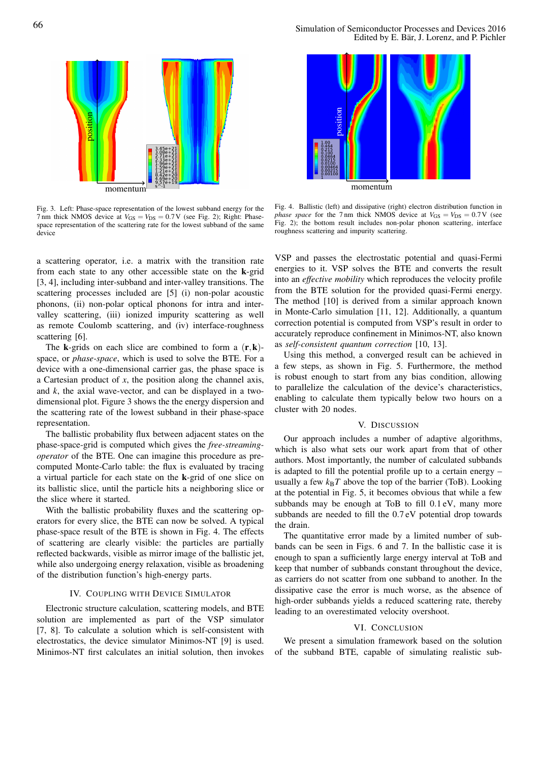Fig. 3. Left: Phase-space representation of the lowest subband energy for the 7 nm thick NMOS device at $V_{GS} = V_{DS} = 0.7$ V (see Fig. 2); Right: Phase-space representation of the scattering rate for the lowest subband of the same device

Fig. 4. Ballistic (left) and dissipative (right) electron distribution function in *phase space* for the 7 nm thick NMOS device at $V_{GS} = V_{DS} = 0.7$ V (see Fig. 2); the bottom result includes non-polar phonon scattering, interface roughness scattering and impurity scattering.

a scattering operator, i.e. a matrix with the transition rate from each state to any other accessible state on the **k**-grid [3, 4], including inter-subband and inter-valley transitions. The scattering processes included are [5] (i) non-polar acoustic phonons, (ii) non-polar optical phonons for intra and inter-valley scattering, (iii) ionized impurity scattering as well as remote Coulomb scattering, and (iv) interface-roughness scattering [6].

The **k**-grids on each slice are combined to form a $(\mathbf{r},\mathbf{k})$-space, or *phase-space*, which is used to solve the BTE. For a device with a one-dimensional carrier gas, the phase space is a Cartesian product of $x$, the position along the channel axis, and $k$, the axial wave-vector, and can be displayed in a two-dimensional plot. Figure 3 shows the the energy dispersion and the scattering rate of the lowest subband in their phase-space representation.

The ballistic probability flux between adjacent states on the phase-space-grid is computed which gives the *free-streaming-operator* of the BTE. One can imagine this procedure as pre-computed Monte-Carlo table: the flux is evaluated by tracing a virtual particle for each state on the **k**-grid of one slice on its ballistic slice, until the particle hits a neighboring slice or the slice where it started.

With the ballistic probability fluxes and the scattering operators for every slice, the BTE can now be solved. A typical phase-space result of the BTE is shown in Fig. 4. The effects of scattering are clearly visible: the particles are partially reflected backwards, visible as mirror image of the ballistic jet, while also undergoing energy relaxation, visible as broadening of the distribution function's high-energy parts.

## IV. Coupling with Device Simulator

Electronic structure calculation, scattering models, and BTE solution are implemented as part of the VSP simulator [7, 8]. To calculate a solution which is self-consistent with electrostatics, the device simulator Minimos-NT [9] is used. Minimos-NT first calculates an initial solution, then invokes VSP and passes the electrostatic potential and quasi-Fermi energies to it. VSP solves the BTE and converts the result into an *effective mobility* which reproduces the velocity profile from the BTE solution for the provided quasi-Fermi energy. The method [10] is derived from a similar approach known in Monte-Carlo simulation [11, 12]. Additionally, a quantum correction potential is computed from VSP's result in order to accurately reproduce confinement in Minimos-NT, also known as *self-consistent quantum correction* [10, 13].

Using this method, a converged result can be achieved in a few steps, as shown in Fig. 5. Furthermore, the method is robust enough to start from any bias condition, allowing to parallelize the calculation of the device's characteristics, enabling to calculate them typically below two hours on a cluster with 20 nodes.

## V. Discussion

Our approach includes a number of adaptive algorithms, which is also what sets our work apart from that of other authors. Most importantly, the number of calculated subbands is adapted to fill the potential profile up to a certain energy – usually a few $k_BT$ above the top of the barrier (ToB). Looking at the potential in Fig. 5, it becomes obvious that while a few subbands may be enough at ToB to fill 0.1 eV, many more subbands are needed to fill the 0.7 eV potential drop towards the drain.

The quantitative error made by a limited number of subbands can be seen in Figs. 6 and 7. In the ballistic case it is enough to span a sufficiently large energy interval at ToB and keep that number of subbands constant throughout the device, as carriers do not scatter from one subband to another. In the dissipative case the error is much worse, as the absence of high-order subbands yields a reduced scattering rate, thereby leading to an overestimated velocity overshoot.

## VI. Conclusion

We present a simulation framework based on the solution of the subband BTE, capable of simulating realistic sub-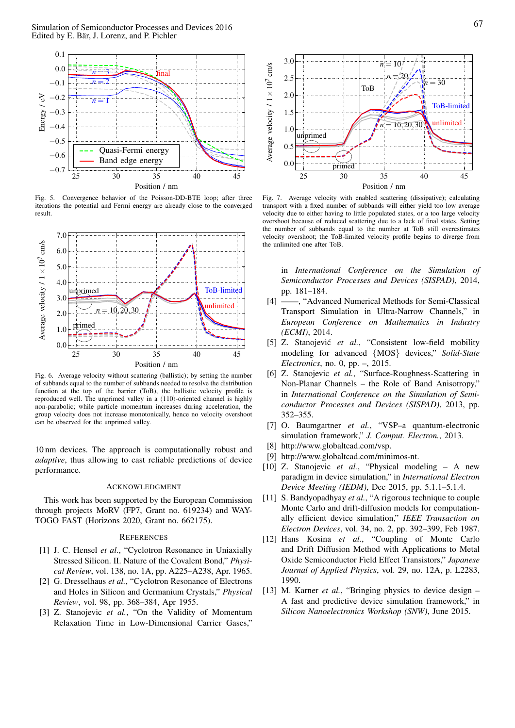Fig. 5. Convergence behavior of the Poisson-DD-BTE loop; after three iterations the potential and Fermi energy are already close to the converged result.

Fig. 6. Average velocity without scattering (ballistic); by setting the number of subbands equal to the number of subbands needed to resolve the distribution function at the top of the barrier (ToB), the ballistic velocity profile is reproduced well. The unprimed valley in a ⟨110⟩-oriented channel is highly non-parabolic; while particle momentum increases during acceleration, the group velocity does not increase monotonically, hence no velocity overshoot can be observed for the unprimed valley.

10 nm devices. The approach is computationally robust and *adaptive*, thus allowing to cast reliable predictions of device performance.

## Acknowledgment

This work has been supported by the European Commission through projects MoRV (FP7, Grant no. 619234) and WAYTOGO FAST (Horizons 2020, Grant no. 662175).

## References

[1] J. C. Hensel *et al.*, "Cyclotron Resonance in Uniaxially Stressed Silicon. II. Nature of the Covalent Bond," *Physical Review*, vol. 138, no. 1A, pp. A225–A238, Apr. 1965.

[2] G. Dresselhaus *et al.*, "Cyclotron Resonance of Electrons and Holes in Silicon and Germanium Crystals," *Physical Review*, vol. 98, pp. 368–384, Apr 1955.

[3] Z. Stanojevic *et al.*, "On the Validity of Momentum Relaxation Time in Low-Dimensional Carrier Gases," in *International Conference on the Simulation of Semiconductor Processes and Devices (SISPAD)*, 2014, pp. 181–184.

[4] ——, "Advanced Numerical Methods for Semi-Classical Transport Simulation in Ultra-Narrow Channels," in *European Conference on Mathematics in Industry (ECMI)*, 2014.

[5] Z. Stanojević *et al.*, "Consistent low-field mobility modeling for advanced {MOS} devices," *Solid-State Electronics*, no. 0, pp. –, 2015.

[6] Z. Stanojevic *et al.*, "Surface-Roughness-Scattering in Non-Planar Channels – the Role of Band Anisotropy," in *International Conference on the Simulation of Semiconductor Processes and Devices (SISPAD)*, 2013, pp. 352–355.

[7] O. Baumgartner *et al.*, "VSP–a quantum-electronic simulation framework," *J. Comput. Electron.*, 2013.

[8] http://www.globaltcad.com/vsp.

[9] http://www.globaltcad.com/minimos-nt.

[10] Z. Stanojevic *et al.*, "Physical modeling – A new paradigm in device simulation," in *International Electron Device Meeting (IEDM)*, Dec 2015, pp. 5.1.1–5.1.4.

[11] S. Bandyopadhyay *et al.*, "A rigorous technique to couple Monte Carlo and drift-diffusion models for computationally efficient device simulation," *IEEE Transaction on Electron Devices*, vol. 34, no. 2, pp. 392–399, Feb 1987.

[12] Hans Kosina *et al.*, "Coupling of Monte Carlo and Drift Diffusion Method with Applications to Metal Oxide Semiconductor Field Effect Transistors," *Japanese Journal of Applied Physics*, vol. 29, no. 12A, p. L2283, 1990.

[13] M. Karner *et al.*, "Bringing physics to device design – A fast and predictive device simulation framework," in *Silicon Nanoelectronics Workshop (SNW)*, June 2015.

Fig. 7. Average velocity with enabled scattering (dissipative); calculating transport with a fixed number of subbands will either yield too low average velocity due to either having to little populated states, or a too large velocity overshoot because of reduced scattering due to a lack of final states. Setting the number of subbands equal to the number at ToB still overestimates velocity overshoot; the ToB-limited velocity profile begins to diverge from the unlimited one after ToB.